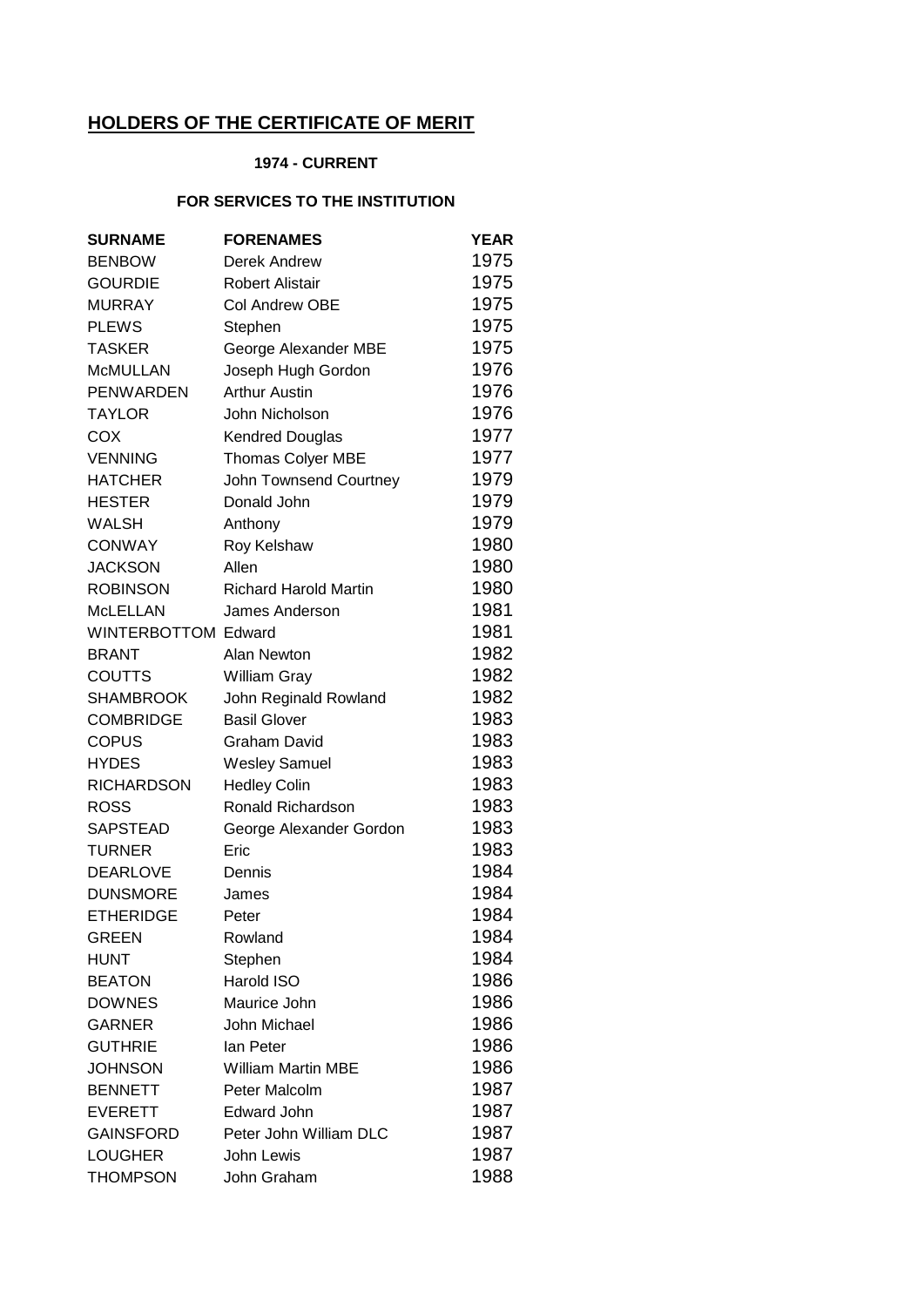# HOLDERS OF THE CERTIFICATE OF MERIT

**1974 - CURRENT**

**FOR SERVICES TO THE INSTITUTION**

| SURNAME | FORENAMES | YEAR |
|---|---|---|
| BENBOW | Derek Andrew | 1975 |
| GOURDIE | Robert Alistair | 1975 |
| MURRAY | Col Andrew OBE | 1975 |
| PLEWS | Stephen | 1975 |
| TASKER | George Alexander MBE | 1975 |
| McMULLAN | Joseph Hugh Gordon | 1976 |
| PENWARDEN | Arthur Austin | 1976 |
| TAYLOR | John Nicholson | 1976 |
| COX | Kendred Douglas | 1977 |
| VENNING | Thomas Colyer MBE | 1977 |
| HATCHER | John Townsend Courtney | 1979 |
| HESTER | Donald John | 1979 |
| WALSH | Anthony | 1979 |
| CONWAY | Roy Kelshaw | 1980 |
| JACKSON | Allen | 1980 |
| ROBINSON | Richard Harold Martin | 1980 |
| McLELLAN | James Anderson | 1981 |
| WINTERBOTTOM | Edward | 1981 |
| BRANT | Alan Newton | 1982 |
| COUTTS | William Gray | 1982 |
| SHAMBROOK | John Reginald Rowland | 1982 |
| COMBRIDGE | Basil Glover | 1983 |
| COPUS | Graham David | 1983 |
| HYDES | Wesley Samuel | 1983 |
| RICHARDSON | Hedley Colin | 1983 |
| ROSS | Ronald Richardson | 1983 |
| SAPSTEAD | George Alexander Gordon | 1983 |
| TURNER | Eric | 1983 |
| DEARLOVE | Dennis | 1984 |
| DUNSMORE | James | 1984 |
| ETHERIDGE | Peter | 1984 |
| GREEN | Rowland | 1984 |
| HUNT | Stephen | 1984 |
| BEATON | Harold ISO | 1986 |
| DOWNES | Maurice John | 1986 |
| GARNER | John Michael | 1986 |
| GUTHRIE | Ian Peter | 1986 |
| JOHNSON | William Martin MBE | 1986 |
| BENNETT | Peter Malcolm | 1987 |
| EVERETT | Edward John | 1987 |
| GAINSFORD | Peter John William DLC | 1987 |
| LOUGHER | John Lewis | 1987 |
| THOMPSON | John Graham | 1988 |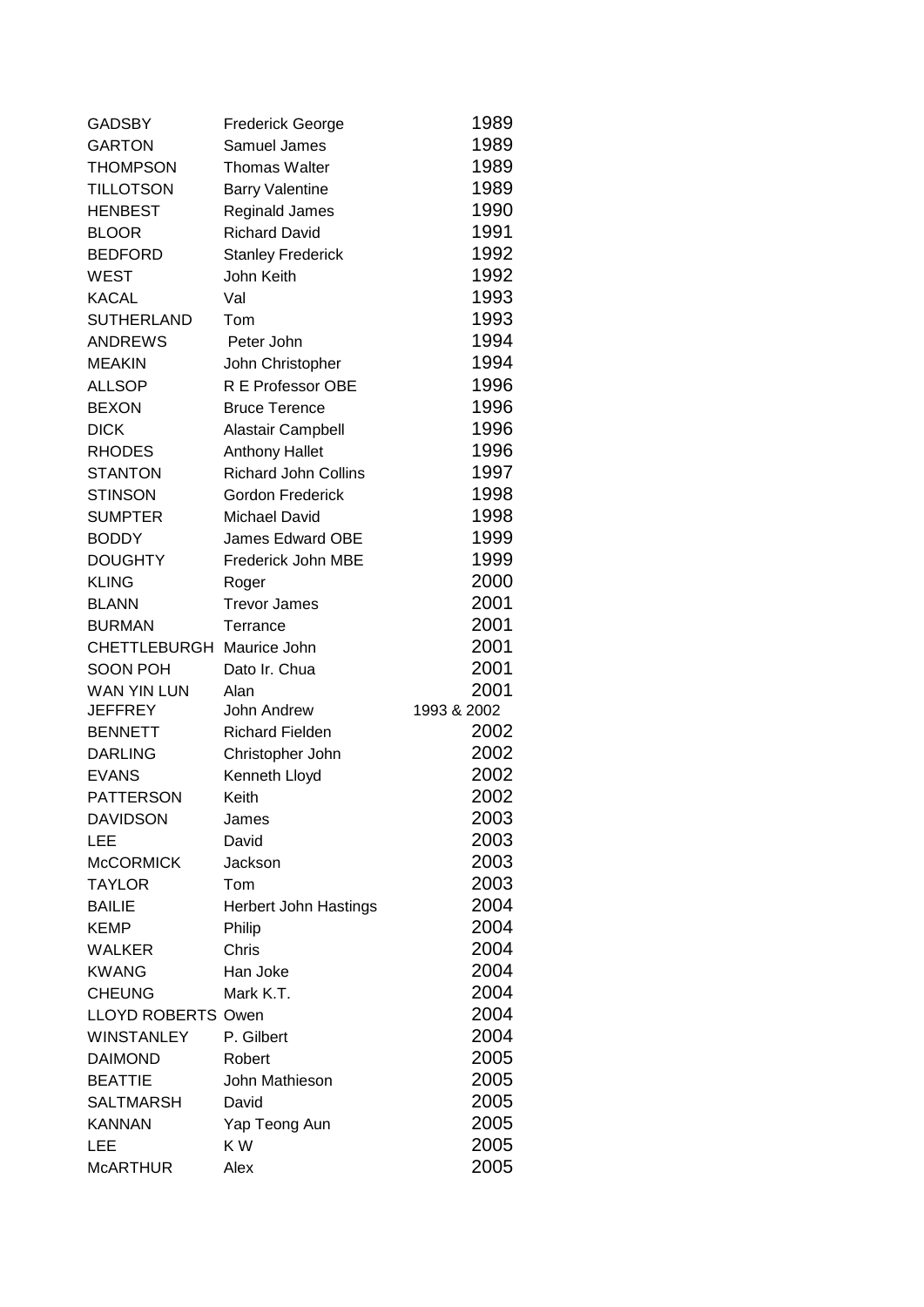| | | |
|---|---|---|
| GADSBY | Frederick George | 1989 |
| GARTON | Samuel James | 1989 |
| THOMPSON | Thomas Walter | 1989 |
| TILLOTSON | Barry Valentine | 1989 |
| HENBEST | Reginald James | 1990 |
| BLOOR | Richard David | 1991 |
| BEDFORD | Stanley Frederick | 1992 |
| WEST | John Keith | 1992 |
| KACAL | Val | 1993 |
| SUTHERLAND | Tom | 1993 |
| ANDREWS | Peter John | 1994 |
| MEAKIN | John Christopher | 1994 |
| ALLSOP | R E Professor OBE | 1996 |
| BEXON | Bruce Terence | 1996 |
| DICK | Alastair Campbell | 1996 |
| RHODES | Anthony Hallet | 1996 |
| STANTON | Richard John Collins | 1997 |
| STINSON | Gordon Frederick | 1998 |
| SUMPTER | Michael David | 1998 |
| BODDY | James Edward OBE | 1999 |
| DOUGHTY | Frederick John MBE | 1999 |
| KLING | Roger | 2000 |
| BLANN | Trevor James | 2001 |
| BURMAN | Terrance | 2001 |
| CHETTLEBURGH | Maurice John | 2001 |
| SOON POH | Dato Ir. Chua | 2001 |
| WAN YIN LUN | Alan | 2001 |
| JEFFREY | John Andrew | 1993 & 2002 |
| BENNETT | Richard Fielden | 2002 |
| DARLING | Christopher John | 2002 |
| EVANS | Kenneth Lloyd | 2002 |
| PATTERSON | Keith | 2002 |
| DAVIDSON | James | 2003 |
| LEE | David | 2003 |
| McCORMICK | Jackson | 2003 |
| TAYLOR | Tom | 2003 |
| BAILIE | Herbert John Hastings | 2004 |
| KEMP | Philip | 2004 |
| WALKER | Chris | 2004 |
| KWANG | Han Joke | 2004 |
| CHEUNG | Mark K.T. | 2004 |
| LLOYD ROBERTS | Owen | 2004 |
| WINSTANLEY | P. Gilbert | 2004 |
| DAIMOND | Robert | 2005 |
| BEATTIE | John Mathieson | 2005 |
| SALTMARSH | David | 2005 |
| KANNAN | Yap Teong Aun | 2005 |
| LEE | K W | 2005 |
| McARTHUR | Alex | 2005 |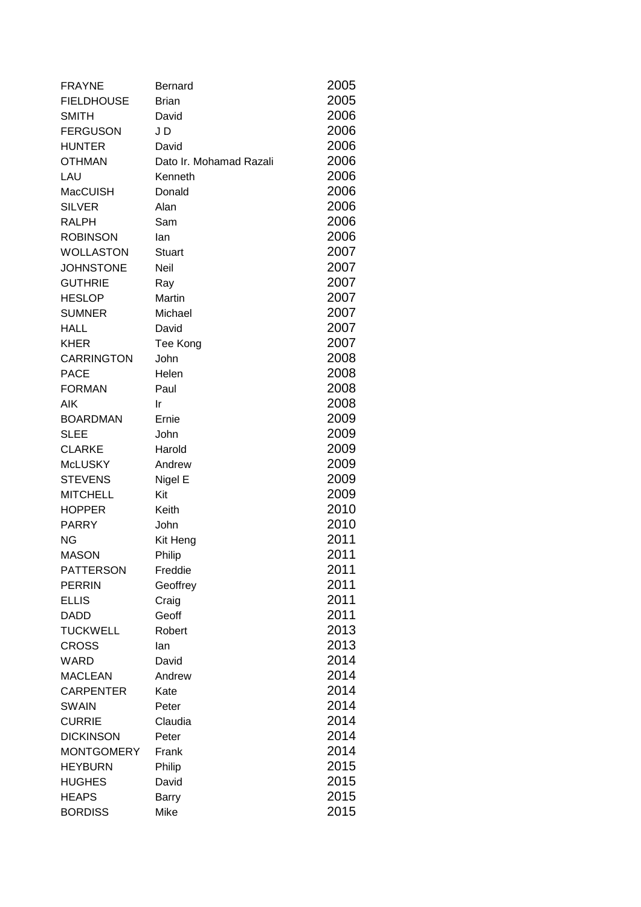| | | |
|---|---|---|
| FRAYNE | Bernard | 2005 |
| FIELDHOUSE | Brian | 2005 |
| SMITH | David | 2006 |
| FERGUSON | J D | 2006 |
| HUNTER | David | 2006 |
| OTHMAN | Dato Ir. Mohamad Razali | 2006 |
| LAU | Kenneth | 2006 |
| MacCUISH | Donald | 2006 |
| SILVER | Alan | 2006 |
| RALPH | Sam | 2006 |
| ROBINSON | Ian | 2006 |
| WOLLASTON | Stuart | 2007 |
| JOHNSTONE | Neil | 2007 |
| GUTHRIE | Ray | 2007 |
| HESLOP | Martin | 2007 |
| SUMNER | Michael | 2007 |
| HALL | David | 2007 |
| KHER | Tee Kong | 2007 |
| CARRINGTON | John | 2008 |
| PACE | Helen | 2008 |
| FORMAN | Paul | 2008 |
| AIK | Ir | 2008 |
| BOARDMAN | Ernie | 2009 |
| SLEE | John | 2009 |
| CLARKE | Harold | 2009 |
| McLUSKY | Andrew | 2009 |
| STEVENS | Nigel E | 2009 |
| MITCHELL | Kit | 2009 |
| HOPPER | Keith | 2010 |
| PARRY | John | 2010 |
| NG | Kit Heng | 2011 |
| MASON | Philip | 2011 |
| PATTERSON | Freddie | 2011 |
| PERRIN | Geoffrey | 2011 |
| ELLIS | Craig | 2011 |
| DADD | Geoff | 2011 |
| TUCKWELL | Robert | 2013 |
| CROSS | Ian | 2013 |
| WARD | David | 2014 |
| MACLEAN | Andrew | 2014 |
| CARPENTER | Kate | 2014 |
| SWAIN | Peter | 2014 |
| CURRIE | Claudia | 2014 |
| DICKINSON | Peter | 2014 |
| MONTGOMERY | Frank | 2014 |
| HEYBURN | Philip | 2015 |
| HUGHES | David | 2015 |
| HEAPS | Barry | 2015 |
| BORDISS | Mike | 2015 |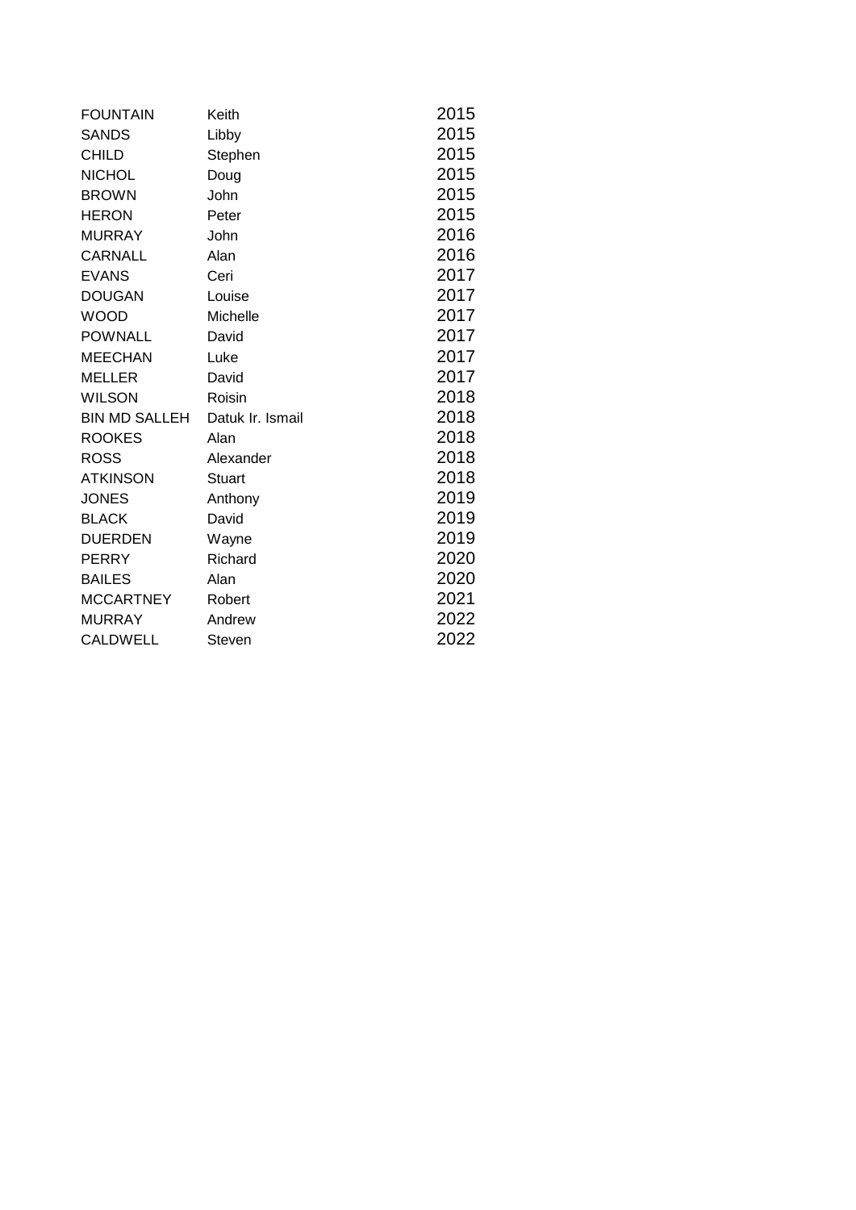| | | |
|---|---|---|
| FOUNTAIN | Keith | 2015 |
| SANDS | Libby | 2015 |
| CHILD | Stephen | 2015 |
| NICHOL | Doug | 2015 |
| BROWN | John | 2015 |
| HERON | Peter | 2015 |
| MURRAY | John | 2016 |
| CARNALL | Alan | 2016 |
| EVANS | Ceri | 2017 |
| DOUGAN | Louise | 2017 |
| WOOD | Michelle | 2017 |
| POWNALL | David | 2017 |
| MEECHAN | Luke | 2017 |
| MELLER | David | 2017 |
| WILSON | Roisin | 2018 |
| BIN MD SALLEH | Datuk Ir. Ismail | 2018 |
| ROOKES | Alan | 2018 |
| ROSS | Alexander | 2018 |
| ATKINSON | Stuart | 2018 |
| JONES | Anthony | 2019 |
| BLACK | David | 2019 |
| DUERDEN | Wayne | 2019 |
| PERRY | Richard | 2020 |
| BAILES | Alan | 2020 |
| MCCARTNEY | Robert | 2021 |
| MURRAY | Andrew | 2022 |
| CALDWELL | Steven | 2022 |